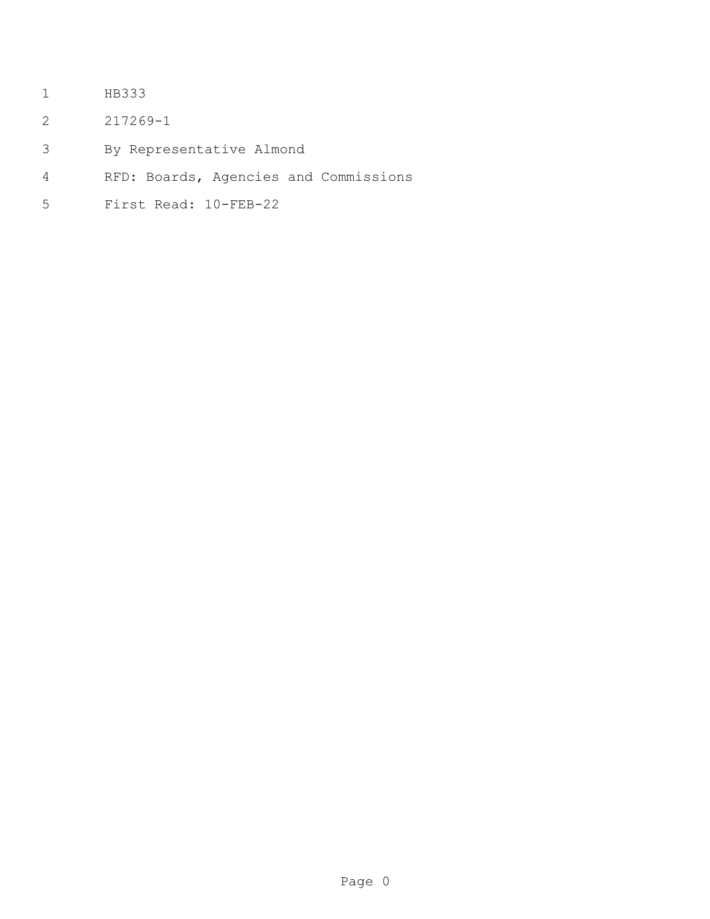HB333

217269-1

By Representative Almond

RFD: Boards, Agencies and Commissions

First Read: 10-FEB-22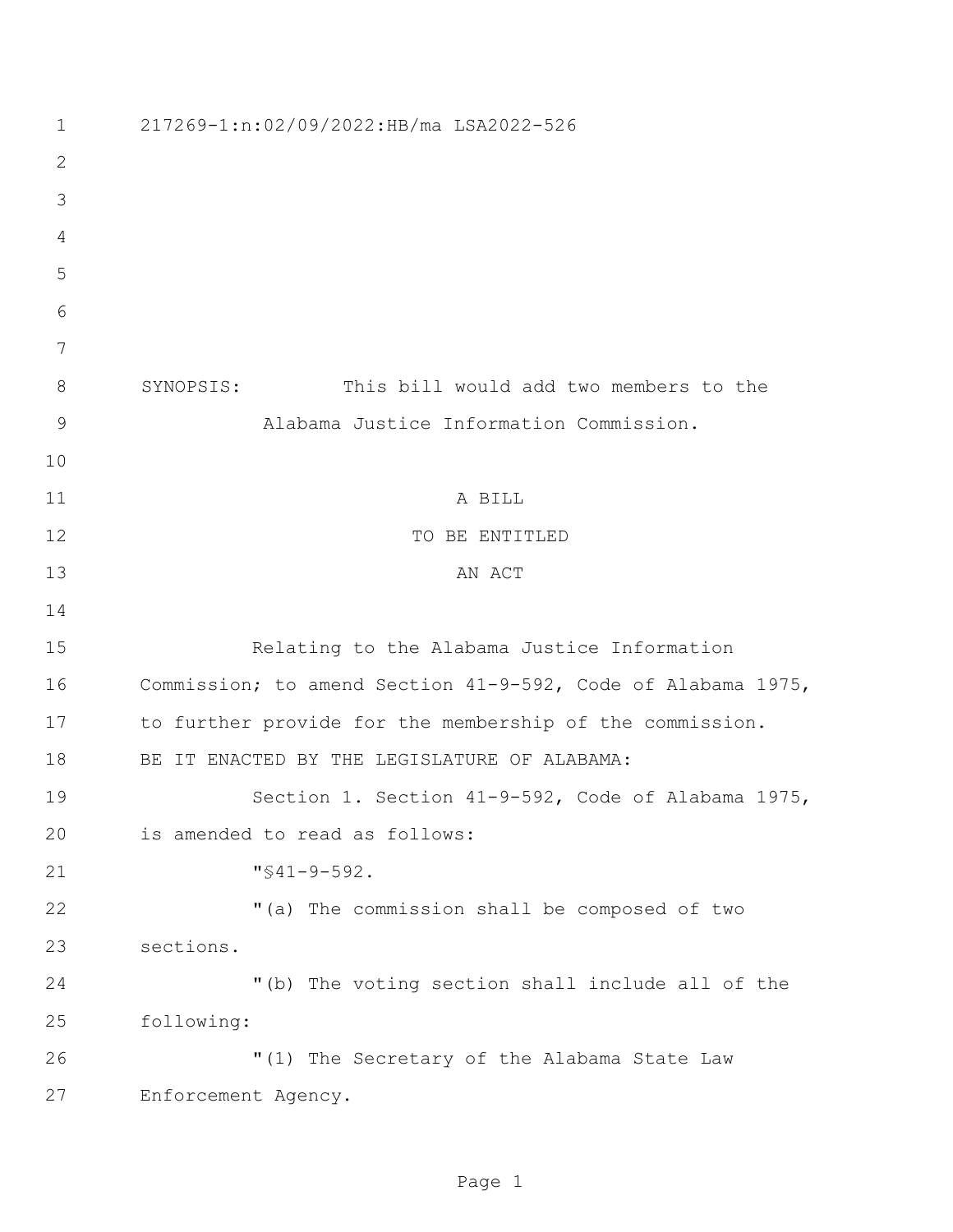217269-1:n:02/09/2022:HB/ma LSA2022-526

SYNOPSIS: This bill would add two members to the Alabama Justice Information Commission.

A BILL
TO BE ENTITLED
AN ACT

Relating to the Alabama Justice Information Commission; to amend Section 41-9-592, Code of Alabama 1975, to further provide for the membership of the commission.

BE IT ENACTED BY THE LEGISLATURE OF ALABAMA:

Section 1. Section 41-9-592, Code of Alabama 1975, is amended to read as follows:

"§41-9-592.

"(a) The commission shall be composed of two sections.

"(b) The voting section shall include all of the following:

"(1) The Secretary of the Alabama State Law Enforcement Agency.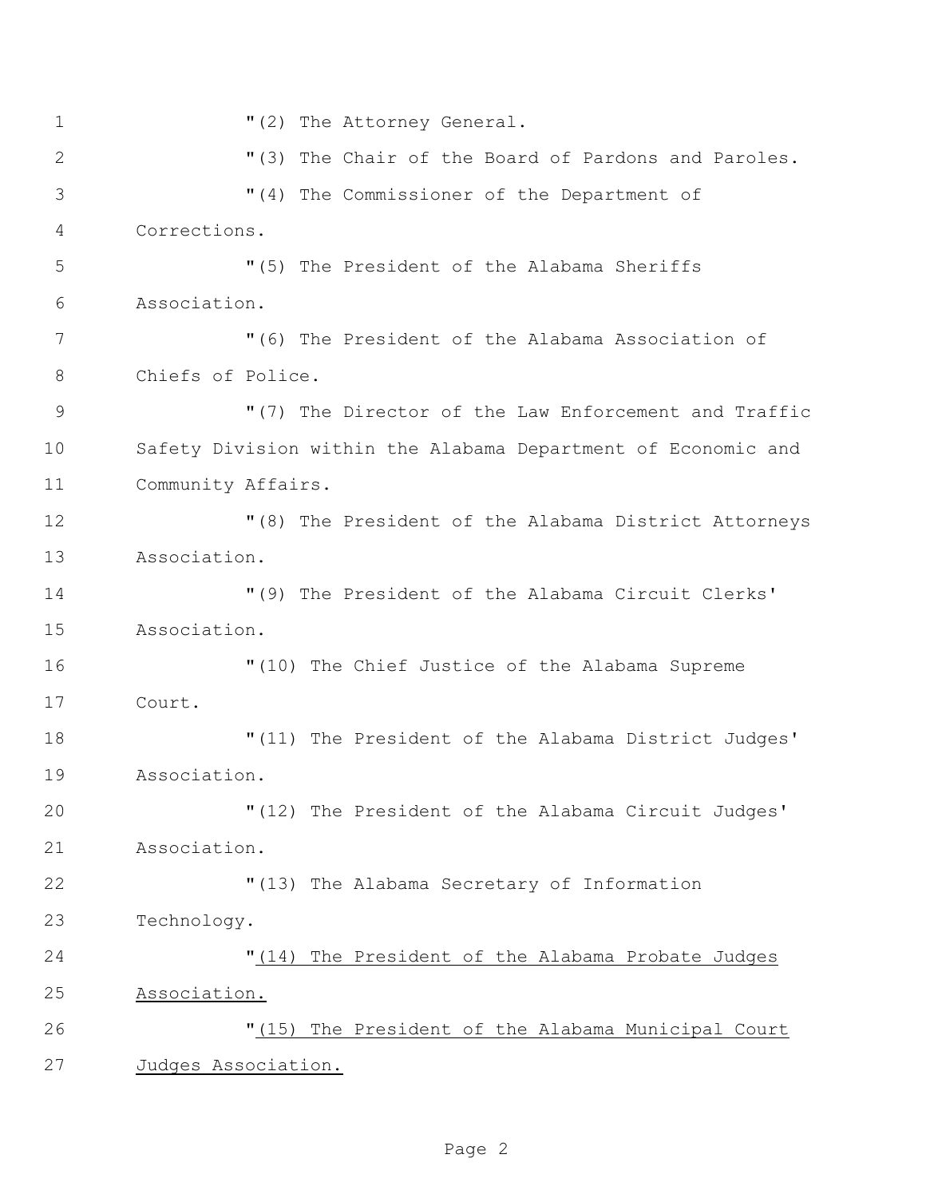"(2) The Attorney General.

"(3) The Chair of the Board of Pardons and Paroles.

"(4) The Commissioner of the Department of Corrections.

"(5) The President of the Alabama Sheriffs Association.

"(6) The President of the Alabama Association of Chiefs of Police.

"(7) The Director of the Law Enforcement and Traffic Safety Division within the Alabama Department of Economic and Community Affairs.

"(8) The President of the Alabama District Attorneys Association.

"(9) The President of the Alabama Circuit Clerks' Association.

"(10) The Chief Justice of the Alabama Supreme Court.

"(11) The President of the Alabama District Judges' Association.

"(12) The President of the Alabama Circuit Judges' Association.

"(13) The Alabama Secretary of Information Technology.

"<u>(14) The President of the Alabama Probate Judges Association.</u>

"<u>(15) The President of the Alabama Municipal Court Judges Association.</u>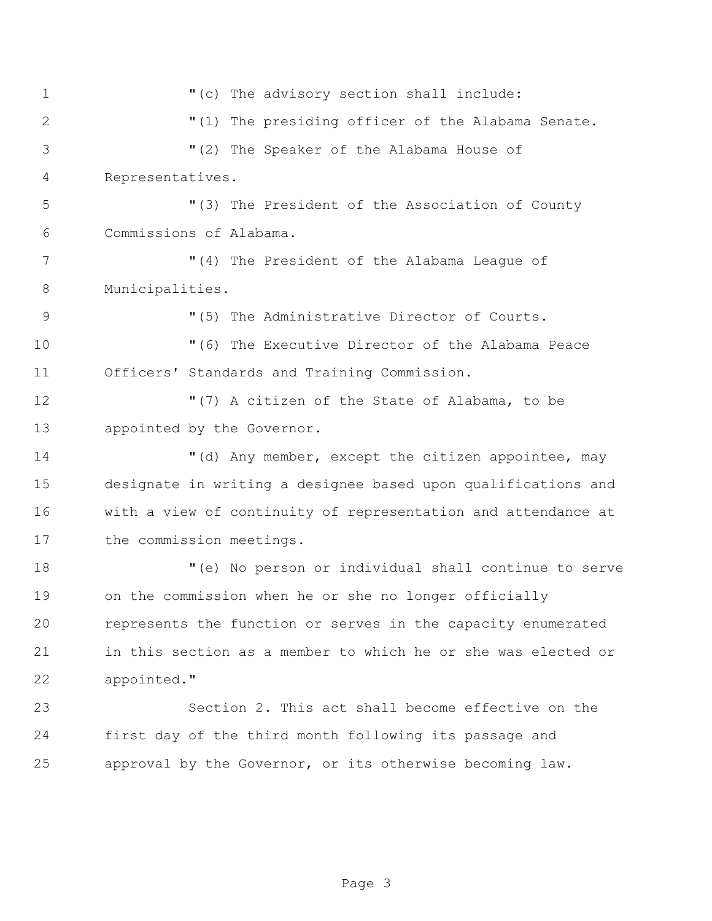"(c) The advisory section shall include:

"(1) The presiding officer of the Alabama Senate.

"(2) The Speaker of the Alabama House of Representatives.

"(3) The President of the Association of County Commissions of Alabama.

"(4) The President of the Alabama League of Municipalities.

"(5) The Administrative Director of Courts.

"(6) The Executive Director of the Alabama Peace Officers' Standards and Training Commission.

"(7) A citizen of the State of Alabama, to be appointed by the Governor.

"(d) Any member, except the citizen appointee, may designate in writing a designee based upon qualifications and with a view of continuity of representation and attendance at the commission meetings.

"(e) No person or individual shall continue to serve on the commission when he or she no longer officially represents the function or serves in the capacity enumerated in this section as a member to which he or she was elected or appointed."

Section 2. This act shall become effective on the first day of the third month following its passage and approval by the Governor, or its otherwise becoming law.